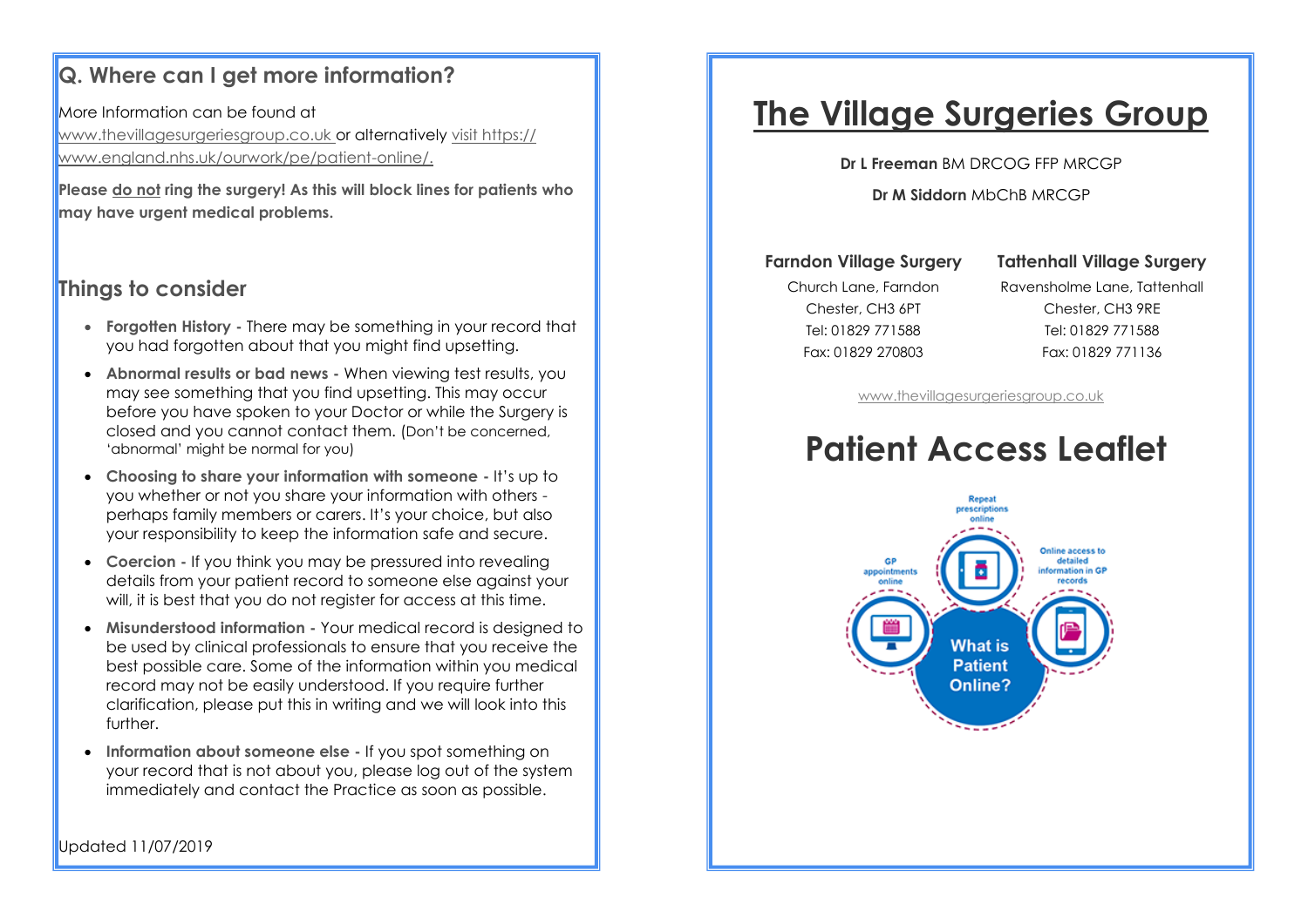## Q. Where can I get more information?

More Information can be found at www.thevillagesurgeriesgroup.co.uk or alternatively visit https://www.england.nhs.uk/ourwork/pe/patient-online/.

**Please do not ring the surgery! As this will block lines for patients who may have urgent medical problems.**

## Things to consider

- **Forgotten History -** There may be something in your record that you had forgotten about that you might find upsetting.
- **Abnormal results or bad news -** When viewing test results, you may see something that you find upsetting. This may occur before you have spoken to your Doctor or while the Surgery is closed and you cannot contact them. (Don't be concerned, 'abnormal' might be normal for you)
- **Choosing to share your information with someone -** It's up to you whether or not you share your information with others - perhaps family members or carers. It's your choice, but also your responsibility to keep the information safe and secure.
- **Coercion -** If you think you may be pressured into revealing details from your patient record to someone else against your will, it is best that you do not register for access at this time.
- **Misunderstood information -** Your medical record is designed to be used by clinical professionals to ensure that you receive the best possible care. Some of the information within you medical record may not be easily understood. If you require further clarification, please put this in writing and we will look into this further.
- **Information about someone else -** If you spot something on your record that is not about you, please log out of the system immediately and contact the Practice as soon as possible.

Updated 11/07/2019

# The Village Surgeries Group

**Dr L Freeman** BM DRCOG FFP MRCGP

**Dr M Siddorn** MbChB MRCGP

**Farndon Village Surgery**
Church Lane, Farndon
Chester, CH3 6PT
Tel: 01829 771588
Fax: 01829 270803

**Tattenhall Village Surgery**
Ravensholme Lane, Tattenhall
Chester, CH3 9RE
Tel: 01829 771588
Fax: 01829 771136

www.thevillagesurgeriesgroup.co.uk

# Patient Access Leaflet

Repeat prescriptions online

GP appointments online

Online access to detailed information in GP records

What is Patient Online?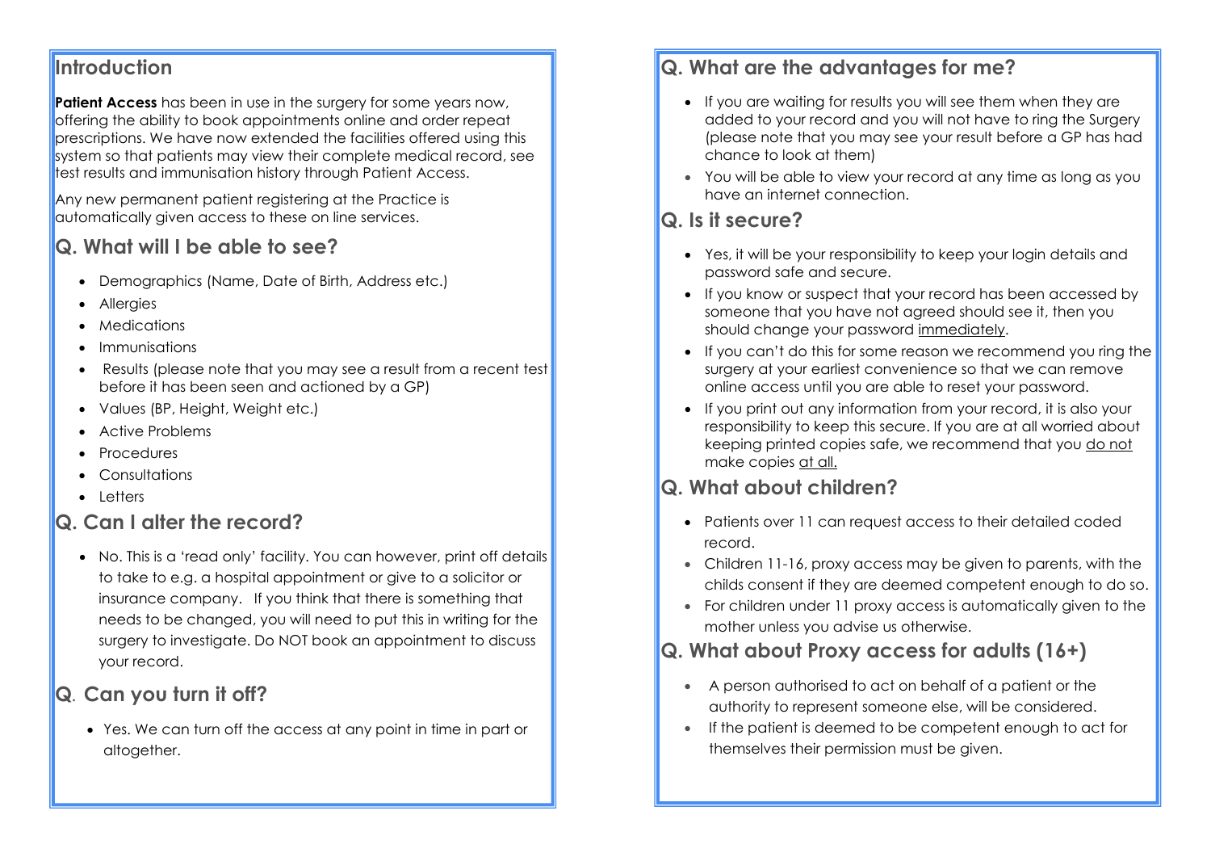## Introduction

**Patient Access** has been in use in the surgery for some years now, offering the ability to book appointments online and order repeat prescriptions. We have now extended the facilities offered using this system so that patients may view their complete medical record, see test results and immunisation history through Patient Access.

Any new permanent patient registering at the Practice is automatically given access to these on line services.

## Q. What will I be able to see?

- Demographics (Name, Date of Birth, Address etc.)
- Allergies
- Medications
- Immunisations
- Results (please note that you may see a result from a recent test before it has been seen and actioned by a GP)
- Values (BP, Height, Weight etc.)
- Active Problems
- Procedures
- Consultations
- Letters

## Q. Can I alter the record?

- No. This is a 'read only' facility. You can however, print off details to take to e.g. a hospital appointment or give to a solicitor or insurance company. If you think that there is something that needs to be changed, you will need to put this in writing for the surgery to investigate. Do NOT book an appointment to discuss your record.

## Q. Can you turn it off?

- Yes. We can turn off the access at any point in time in part or altogether.

## Q. What are the advantages for me?

- If you are waiting for results you will see them when they are added to your record and you will not have to ring the Surgery (please note that you may see your result before a GP has had chance to look at them)
- You will be able to view your record at any time as long as you have an internet connection.

## Q. Is it secure?

- Yes, it will be your responsibility to keep your login details and password safe and secure.
- If you know or suspect that your record has been accessed by someone that you have not agreed should see it, then you should change your password <u>immediately</u>.
- If you can't do this for some reason we recommend you ring the surgery at your earliest convenience so that we can remove online access until you are able to reset your password.
- If you print out any information from your record, it is also your responsibility to keep this secure. If you are at all worried about keeping printed copies safe, we recommend that you <u>do not</u> make copies <u>at all.</u>

## Q. What about children?

- Patients over 11 can request access to their detailed coded record.
- Children 11-16, proxy access may be given to parents, with the childs consent if they are deemed competent enough to do so.
- For children under 11 proxy access is automatically given to the mother unless you advise us otherwise.

## Q. What about Proxy access for adults (16+)

- A person authorised to act on behalf of a patient or the authority to represent someone else, will be considered.
- If the patient is deemed to be competent enough to act for themselves their permission must be given.